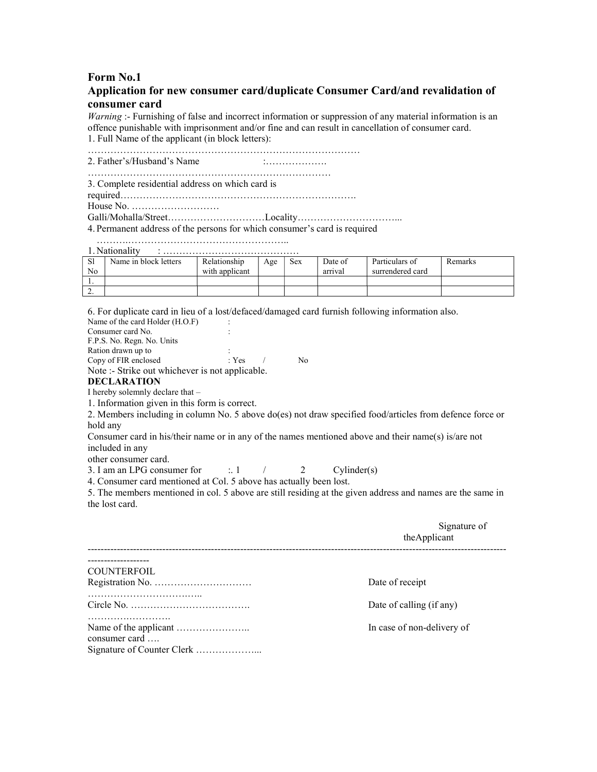# Form No.1

## Application for new consumer card/duplicate Consumer Card/and revalidation of consumer card

*Warning* :- Furnishing of false and incorrect information or suppression of any material information is an offence punishable with imprisonment and/or fine and can result in cancellation of consumer card.

1. Full Name of the applicant (in block letters):

……………………………………………………………………………

2. Father's/Husband's Name :……………….

………………………………………………………………

3. Complete residential address on which card is required……………………………………………………………….

House No. ………………………

Galli/Mohalla/Street…………………………Locality…………………………...

4. Permanent address of the persons for which consumer's card is required

……….………………………………………………..

1. Nationality : ……………………………………

| Sl No | Name in block letters | Relationship with applicant | Age | Sex | Date of arrival | Particulars of surrendered card | Remarks |
|---|---|---|---|---|---|---|---|
| 1. | | | | | | | |
| 2. | | | | | | | |

6. For duplicate card in lieu of a lost/defaced/damaged card furnish following information also.

Name of the card Holder (H.O.F) :
Consumer card No. :
F.P.S. No. Regn. No. Units
Ration drawn up to :
Copy of FIR enclosed : Yes / No

Note :- Strike out whichever is not applicable.

**DECLARATION**

I hereby solemnly declare that –

1. Information given in this form is correct.
2. Members including in column No. 5 above do(es) not draw specified food/articles from defence force or hold any
Consumer card in his/their name or in any of the names mentioned above and their name(s) is/are not included in any
other consumer card.
3. I am an LPG consumer for :. 1 / 2 Cylinder(s)
4. Consumer card mentioned at Col. 5 above has actually been lost.
5. The members mentioned in col. 5 above are still residing at the given address and names are the same in the lost card.

Signature of theApplicant

---

COUNTERFOIL

Registration No. ………………………… Date of receipt ……………………………..

Circle No. ………………………………. Date of calling (if any) ……….…………….

Name of the applicant ………………….. In case of non-delivery of consumer card ….

Signature of Counter Clerk ………………...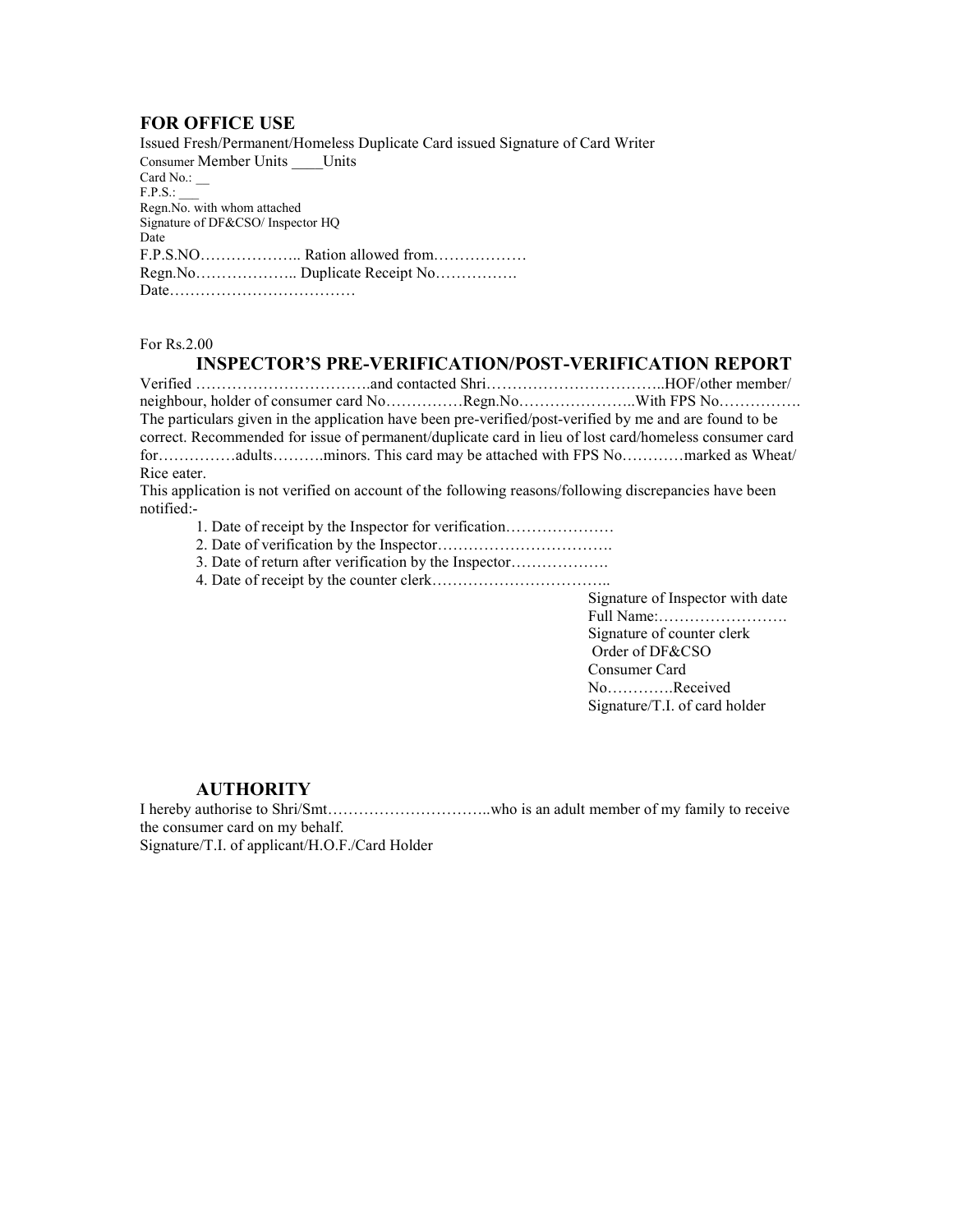## FOR OFFICE USE

Issued Fresh/Permanent/Homeless Duplicate Card issued Signature of Card Writer

Consumer Member Units ____Units

Card No.: __

F.P.S.: ___

Regn.No. with whom attached

Signature of DF&CSO/ Inspector HQ

Date

F.P.S.NO……………….. Ration allowed from………………

Regn.No……………….. Duplicate Receipt No…………….

Date………………………………

For Rs.2.00

## INSPECTOR'S PRE-VERIFICATION/POST-VERIFICATION REPORT

Verified …………………………….and contacted Shri……………………………..HOF/other member/ neighbour, holder of consumer card No……………Regn.No…………………..With FPS No……………. The particulars given in the application have been pre-verified/post-verified by me and are found to be correct. Recommended for issue of permanent/duplicate card in lieu of lost card/homeless consumer card for……………adults……….minors. This card may be attached with FPS No…………marked as Wheat/ Rice eater.

This application is not verified on account of the following reasons/following discrepancies have been notified:-

1. Date of receipt by the Inspector for verification…………………
2. Date of verification by the Inspector…………………………….
3. Date of return after verification by the Inspector……………….
4. Date of receipt by the counter clerk……………………………..

Signature of Inspector with date

Full Name:…………………….

Signature of counter clerk

Order of DF&CSO

Consumer Card

No………….Received

Signature/T.I. of card holder

## AUTHORITY

I hereby authorise to Shri/Smt…………………………..who is an adult member of my family to receive the consumer card on my behalf.

Signature/T.I. of applicant/H.O.F./Card Holder